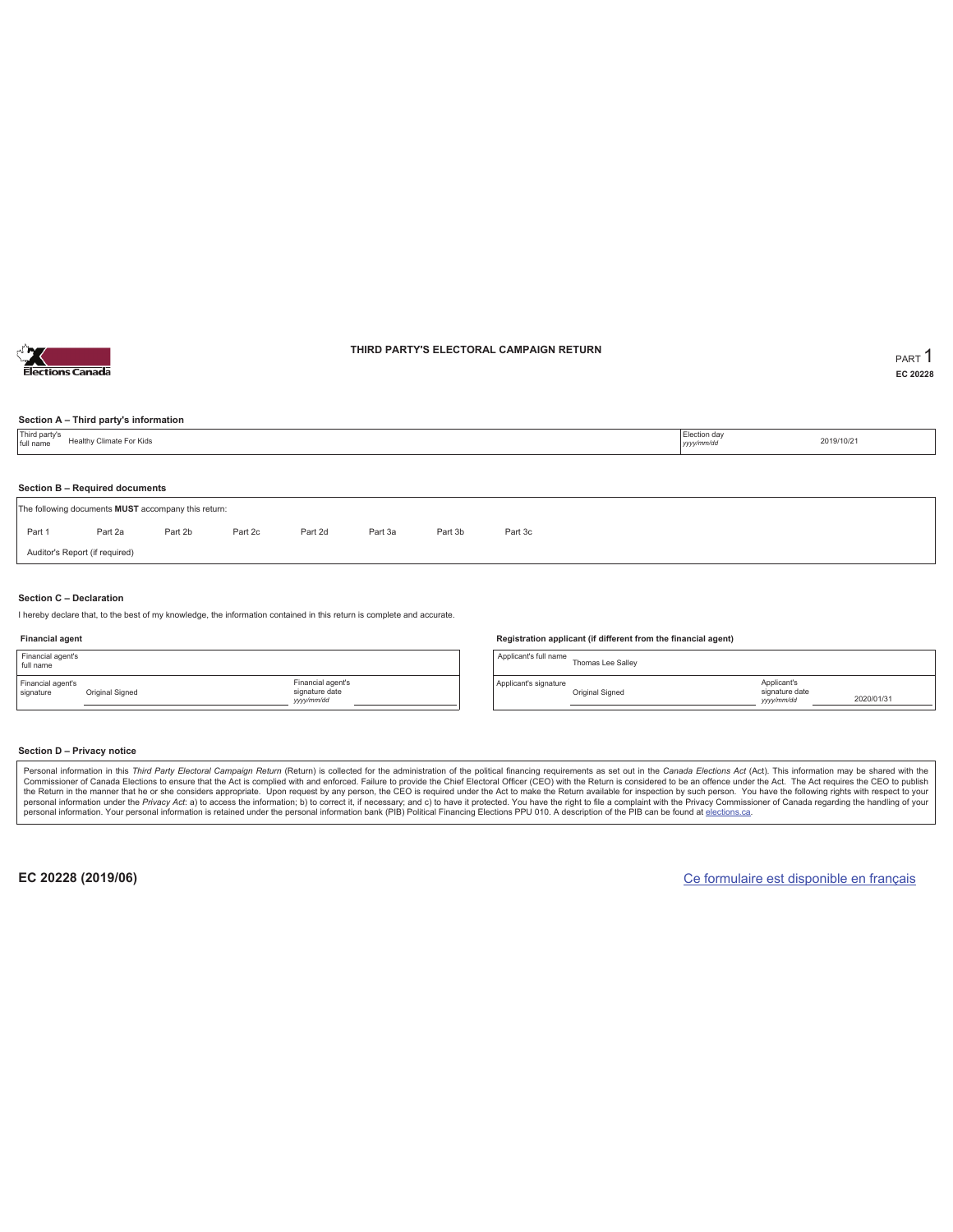# THIRD PARTY'S ELECTORAL CAMPAIGN RETURN

PART 1

EC 20228

### Section A – Third party's information

| | | | |
|---|---|---|---|
| Third party's full name | Healthy Climate For Kids | Election day *yyyy/mm/dd* | 2019/10/21 |

### Section B – Required documents

The following documents **MUST** accompany this return:

| | | | | | | | |
|---|---|---|---|---|---|---|---|
| Part 1 | Part 2a | Part 2b | Part 2c | Part 2d | Part 3a | Part 3b | Part 3c |
| Auditor's Report (if required) | | | | | | | |

### Section C – Declaration

I hereby declare that, to the best of my knowledge, the information contained in this return is complete and accurate.

**Financial agent**

| | | | |
|---|---|---|---|
| Financial agent's full name | | | |
| Financial agent's signature | Original Signed | Financial agent's signature date *yyyy/mm/dd* | |

**Registration applicant (if different from the financial agent)**

| | | | |
|---|---|---|---|
| Applicant's full name | Thomas Lee Salley | | |
| Applicant's signature | Original Signed | Applicant's signature date *yyyy/mm/dd* | 2020/01/31 |

### Section D – Privacy notice

Personal information in this *Third Party Electoral Campaign Return* (Return) is collected for the administration of the political financing requirements as set out in the *Canada Elections Act* (Act). This information may be shared with the Commissioner of Canada Elections to ensure that the Act is complied with and enforced. Failure to provide the Chief Electoral Officer (CEO) with the Return is considered to be an offence under the Act. The Act requires the CEO to publish the Return in the manner that he or she considers appropriate. Upon request by any person, the CEO is required under the Act to make the Return available for inspection by such person. You have the following rights with respect to your personal information under the *Privacy Act*: a) to access the information; b) to correct it, if necessary; and c) to have it protected. You have the right to file a complaint with the Privacy Commissioner of Canada regarding the handling of your personal information. Your personal information is retained under the personal information bank (PIB) Political Financing Elections PPU 010. A description of the PIB can be found at elections.ca.

**EC 20228 (2019/06)**

Ce formulaire est disponible en français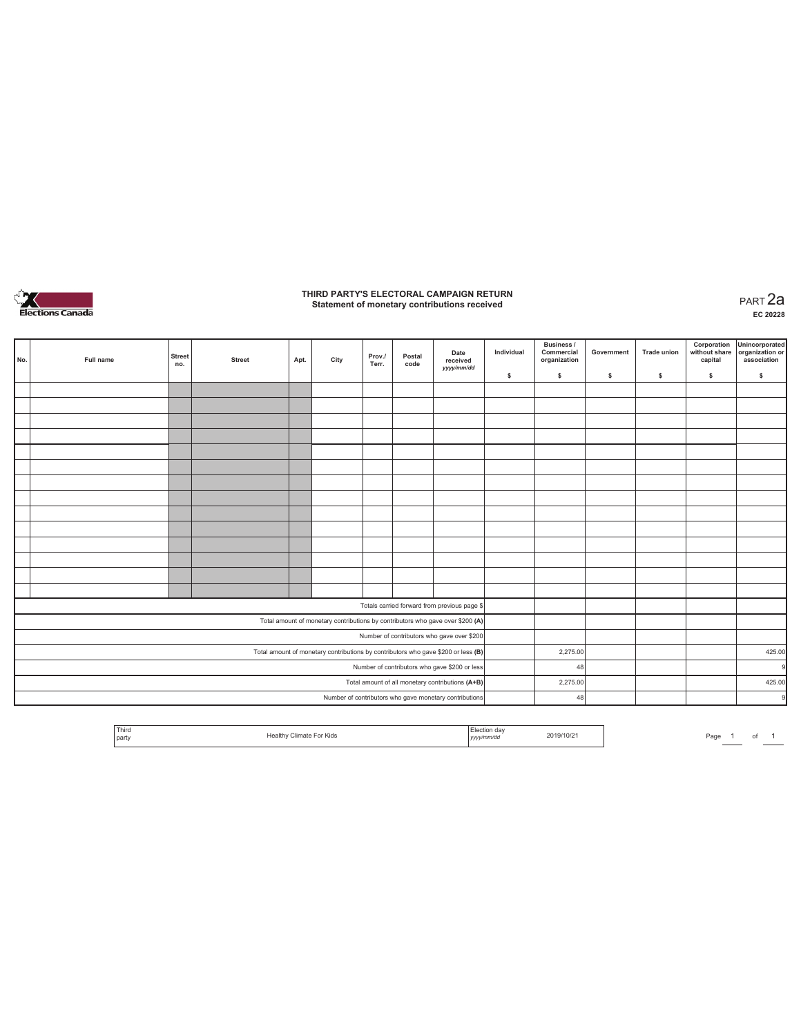# THIRD PARTY'S ELECTORAL CAMPAIGN RETURN
## Statement of monetary contributions received

PART 2a

EC 20228

| No. | Full name | Street no. | Street | Apt. | City | Prov./ Terr. | Postal code | Date received yyyy/mm/dd | Individual $ | Business / Commercial organization $ | Government $ | Trade union $ | Corporation without share capital $ | Unincorporated organization or association $ |
|---|---|---|---|---|---|---|---|---|---|---|---|---|---|---|
| | | | | | | | | | | | | | | |
| | | | | | | | | | | | | | | |
| | | | | | | | | | | | | | | |
| | | | | | | | | | | | | | | |
| | | | | | | | | | | | | | | |
| | | | | | | | | | | | | | | |
| | | | | | | | | | | | | | | |
| | | | | | | | | | | | | | | |
| | | | | | | | | | | | | | | |
| | | | | | | | | | | | | | | |
| | | | | | | | | | | | | | | |
| | | | | | | | | | | | | | | |
| | | | | | | | | | | | | | | |
| | | | | | | | | | | | | | | |
| Totals carried forward from previous page $ | | | | | | | | | | | | | | |
| Total amount of monetary contributions by contributors who gave over $200 (A) | | | | | | | | | | | | | | |
| Number of contributors who gave over $200 | | | | | | | | | | | | | | |
| Total amount of monetary contributions by contributors who gave $200 or less (B) | | | | | | | | | | 2,275.00 | | | | 425.00 |
| Number of contributors who gave $200 or less | | | | | | | | | | 48 | | | | 9 |
| Total amount of all monetary contributions (A+B) | | | | | | | | | | 2,275.00 | | | | 425.00 |
| Number of contributors who gave monetary contributions | | | | | | | | | | 48 | | | | 9 |

Third party: Healthy Climate For Kids

Election day *yyyy/mm/dd*: 2019/10/21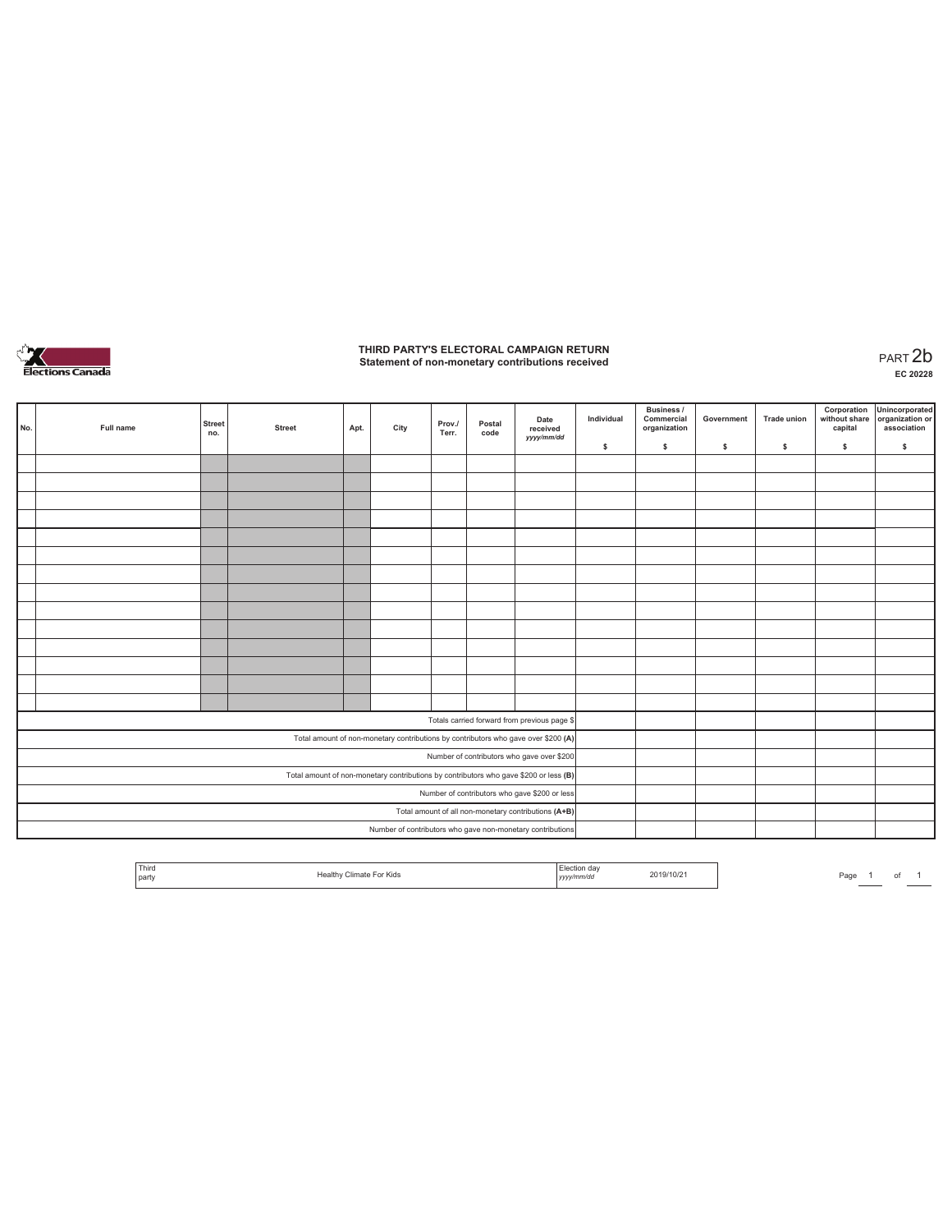# THIRD PARTY'S ELECTORAL CAMPAIGN RETURN
## Statement of non-monetary contributions received

PART 2b
**EC 20228**

| No. | Full name | Street no. | Street | Apt. | City | Prov./ Terr. | Postal code | Date received yyyy/mm/dd | Individual $ | Business / Commercial organization $ | Government $ | Trade union $ | Corporation without share capital $ | Unincorporated organization or association $ |
|---|---|---|---|---|---|---|---|---|---|---|---|---|---|---|
| | | | | | | | | | | | | | | |
| | | | | | | | | | | | | | | |
| | | | | | | | | | | | | | | |
| | | | | | | | | | | | | | | |
| | | | | | | | | | | | | | | |
| | | | | | | | | | | | | | | |
| | | | | | | | | | | | | | | |
| | | | | | | | | | | | | | | |
| | | | | | | | | | | | | | | |
| | | | | | | | | | | | | | | |
| | | | | | | | | | | | | | | |
| | | | | | | | | | | | | | | |
| | | | | | | | | | | | | | | |
| | | | | | | | | | | | | | | |
| Totals carried forward from previous page $ | | | | | | | | | | | | | | |
| Total amount of non-monetary contributions by contributors who gave over $200 (A) | | | | | | | | | | | | | | |
| Number of contributors who gave over $200 | | | | | | | | | | | | | | |
| Total amount of non-monetary contributions by contributors who gave $200 or less (B) | | | | | | | | | | | | | | |
| Number of contributors who gave $200 or less | | | | | | | | | | | | | | |
| Total amount of all non-monetary contributions (A+B) | | | | | | | | | | | | | | |
| Number of contributors who gave non-monetary contributions | | | | | | | | | | | | | | |

| Third party | Healthy Climate For Kids | Election day yyyy/mm/dd | 2019/10/21 |
|---|---|---|---|

Page 1 of 1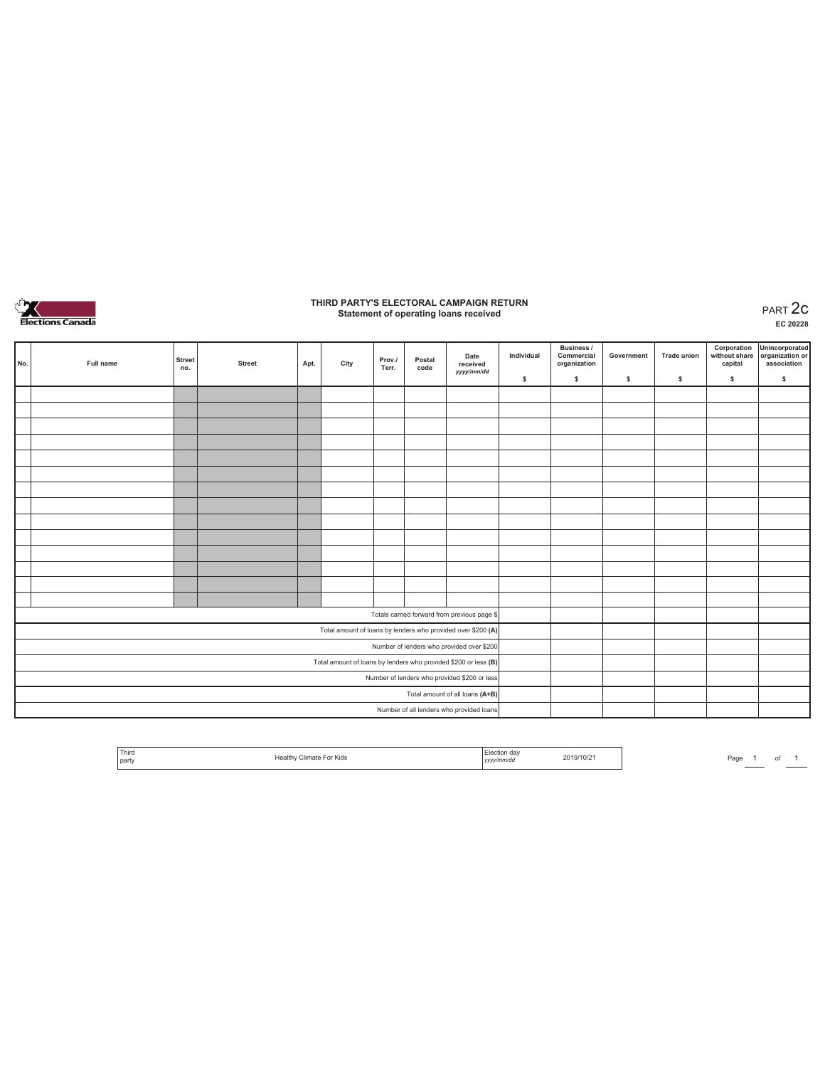# THIRD PARTY'S ELECTORAL CAMPAIGN RETURN
## Statement of operating loans received

PART 2c

EC 20228

| No. | Full name | Street no. | Street | Apt. | City | Prov./ Terr. | Postal code | Date received yyyy/mm/dd | Individual $ | Business / Commercial organization $ | Government $ | Trade union $ | Corporation without share capital $ | Unincorporated organization or association $ |
|---|---|---|---|---|---|---|---|---|---|---|---|---|---|---|
| | | | | | | | | | | | | | | |
| | | | | | | | | | | | | | | |
| | | | | | | | | | | | | | | |
| | | | | | | | | | | | | | | |
| | | | | | | | | | | | | | | |
| | | | | | | | | | | | | | | |
| | | | | | | | | | | | | | | |
| | | | | | | | | | | | | | | |
| | | | | | | | | | | | | | | |
| | | | | | | | | | | | | | | |
| | | | | | | | | | | | | | | |
| | | | | | | | | | | | | | | |
| | | | | | | | | | | | | | | |
| | | | | | | | | | | | | | | |
| Totals carried forward from previous page $ | | | | | | | | | | | | | | |
| Total amount of loans by lenders who provided over $200 **(A)** | | | | | | | | | | | | | | |
| Number of lenders who provided over $200 | | | | | | | | | | | | | | |
| Total amount of loans by lenders who provided $200 or less **(B)** | | | | | | | | | | | | | | |
| Number of lenders who provided $200 or less | | | | | | | | | | | | | | |
| Total amount of all loans **(A+B)** | | | | | | | | | | | | | | |
| Number of all lenders who provided loans | | | | | | | | | | | | | | |

| Third party | Healthy Climate For Kids | Election day yyyy/mm/dd | 2019/10/21 |
|---|---|---|---|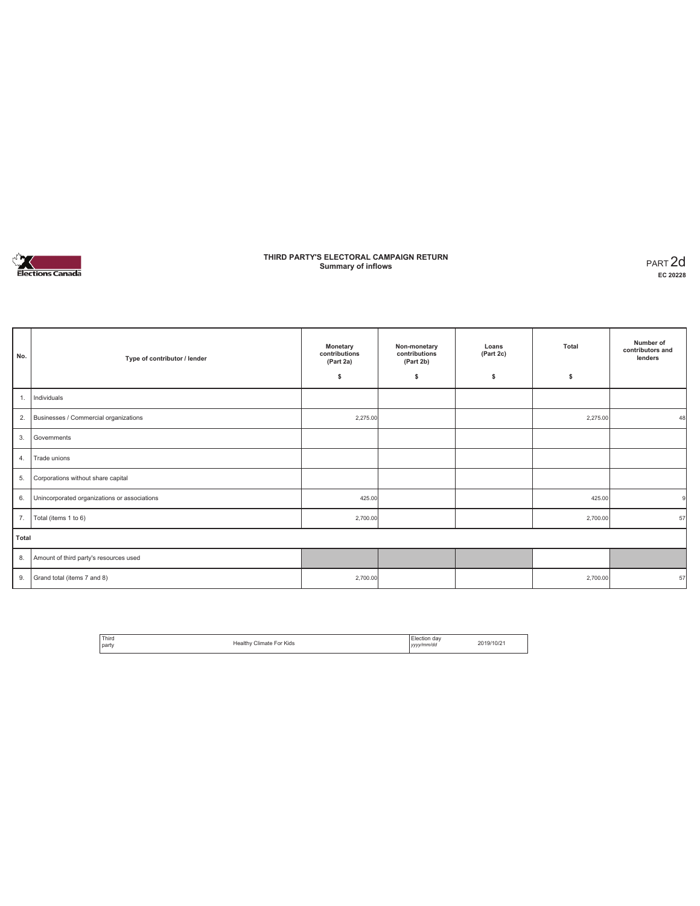Elections Canada

# THIRD PARTY'S ELECTORAL CAMPAIGN RETURN
## Summary of inflows

PART 2d
**EC 20228**

| No. | Type of contributor / lender | Monetary contributions (Part 2a) $ | Non-monetary contributions (Part 2b) $ | Loans (Part 2c) $ | Total $ | Number of contributors and lenders |
|---|---|---|---|---|---|---|
| 1. | Individuals | | | | | |
| 2. | Businesses / Commercial organizations | 2,275.00 | | | 2,275.00 | 48 |
| 3. | Governments | | | | | |
| 4. | Trade unions | | | | | |
| 5. | Corporations without share capital | | | | | |
| 6. | Unincorporated organizations or associations | 425.00 | | | 425.00 | 9 |
| 7. | Total (items 1 to 6) | 2,700.00 | | | 2,700.00 | 57 |
| **Total** | | | | | | |
| 8. | Amount of third party's resources used | | | | | |
| 9. | Grand total (items 7 and 8) | 2,700.00 | | | 2,700.00 | 57 |

| | | | |
|---|---|---|---|
| Third party | Healthy Climate For Kids | Election day *yyyy/mm/dd* | 2019/10/21 |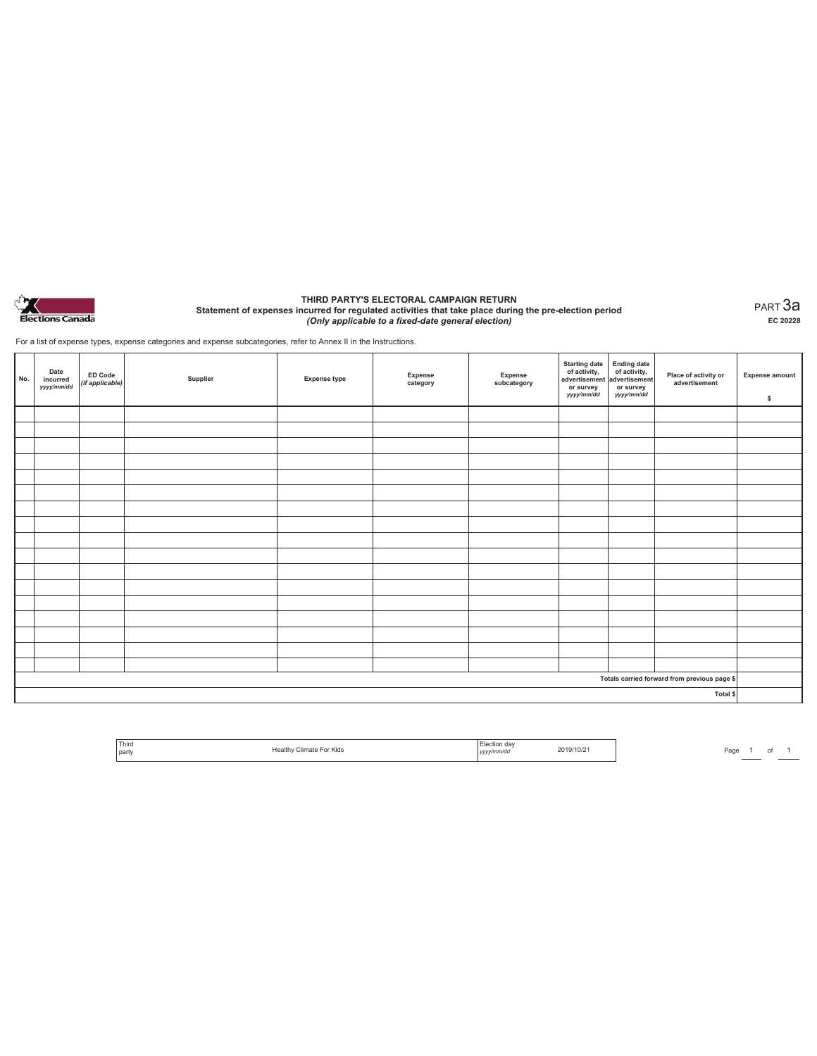Elections Canada

# THIRD PARTY'S ELECTORAL CAMPAIGN RETURN

**Statement of expenses incurred for regulated activities that take place during the pre-election period**

***(Only applicable to a fixed-date general election)***

PART 3a

EC 20228

For a list of expense types, expense categories and expense subcategories, refer to Annex II in the Instructions.

| No. | Date incurred *yyyy/mm/dd* | ED Code *(if applicable)* | Supplier | Expense type | Expense category | Expense subcategory | Starting date of activity, advertisement or survey *yyyy/mm/dd* | Ending date of activity, advertisement or survey *yyyy/mm/dd* | Place of activity or advertisement | Expense amount $ |
|---|---|---|---|---|---|---|---|---|---|---|
| | | | | | | | | | | |
| | | | | | | | | | | |
| | | | | | | | | | | |
| | | | | | | | | | | |
| | | | | | | | | | | |
| | | | | | | | | | | |
| | | | | | | | | | | |
| | | | | | | | | | | |
| | | | | | | | | | | |
| | | | | | | | | | | |
| | | | | | | | | | | |
| | | | | | | | | | | |
| | | | | | | | | | | |
| | | | | | | | | | | |
| | | | | | | | | | | |
| | | | | | | | | | | |
| | | | | | | | | | | |
| Totals carried forward from previous page $ | | | | | | | | | | |
| Total $ | | | | | | | | | | |

| Third party | Healthy Climate For Kids | Election day *yyyy/mm/dd* | 2019/10/21 |
|---|---|---|---|

Page 1 of 1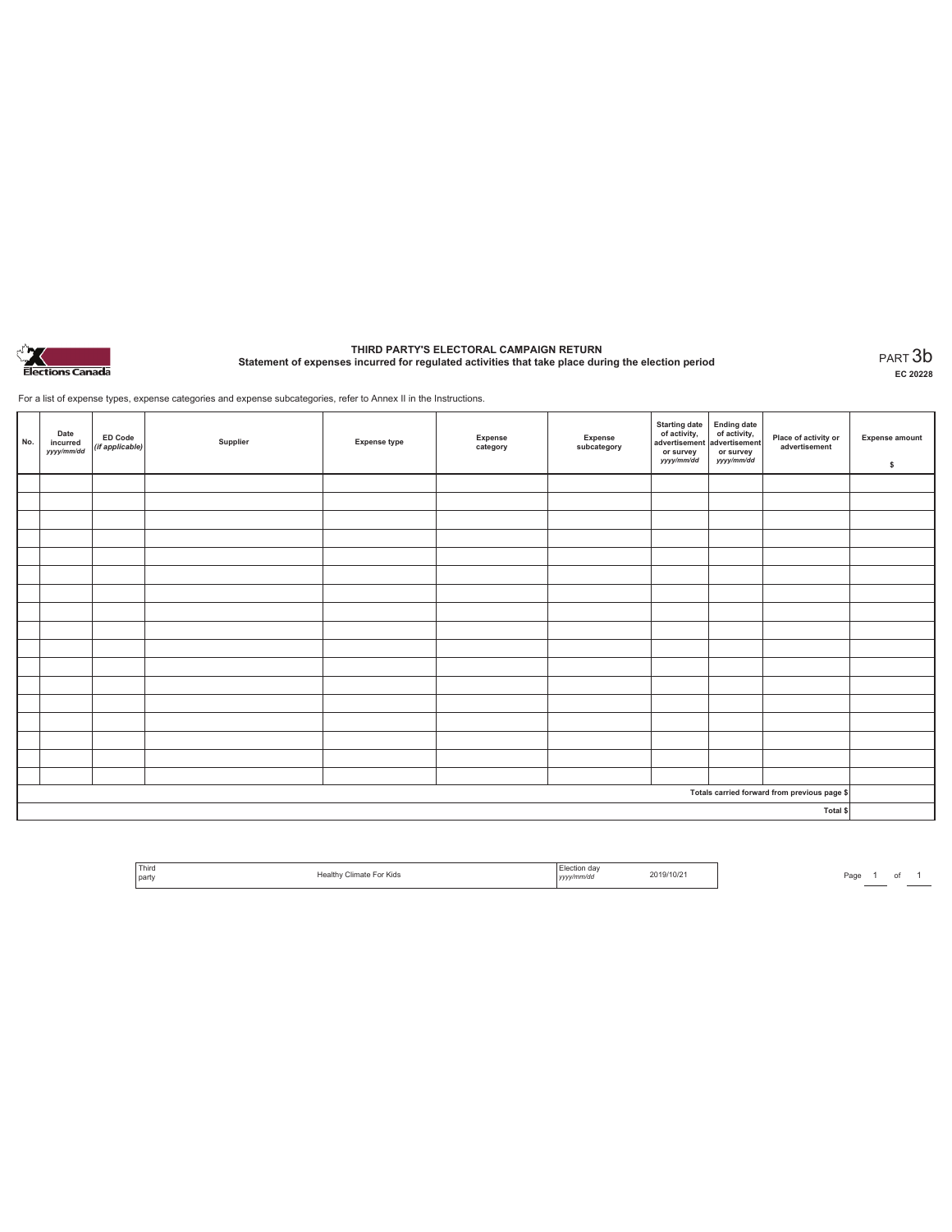Elections Canada

# THIRD PARTY'S ELECTORAL CAMPAIGN RETURN

## Statement of expenses incurred for regulated activities that take place during the election period

PART 3b

EC 20228

For a list of expense types, expense categories and expense subcategories, refer to Annex II in the Instructions.

| No. | Date incurred *yyyy/mm/dd* | ED Code *(if applicable)* | Supplier | Expense type | Expense category | Expense subcategory | Starting date of activity, advertisement or survey *yyyy/mm/dd* | Ending date of activity, advertisement or survey *yyyy/mm/dd* | Place of activity or advertisement | Expense amount $ |
|---|---|---|---|---|---|---|---|---|---|---|
| | | | | | | | | | | |
| | | | | | | | | | | |
| | | | | | | | | | | |
| | | | | | | | | | | |
| | | | | | | | | | | |
| | | | | | | | | | | |
| | | | | | | | | | | |
| | | | | | | | | | | |
| | | | | | | | | | | |
| | | | | | | | | | | |
| | | | | | | | | | | |
| | | | | | | | | | | |
| | | | | | | | | | | |
| | | | | | | | | | | |
| | | | | | | | | | | |
| | | | | | | | | | | |
| | | | | | | | | | | |
| Totals carried forward from previous page $ | | | | | | | | | | |
| Total $ | | | | | | | | | | |

| Third party | Healthy Climate For Kids | Election day *yyyy/mm/dd* | 2019/10/21 |
|---|---|---|---|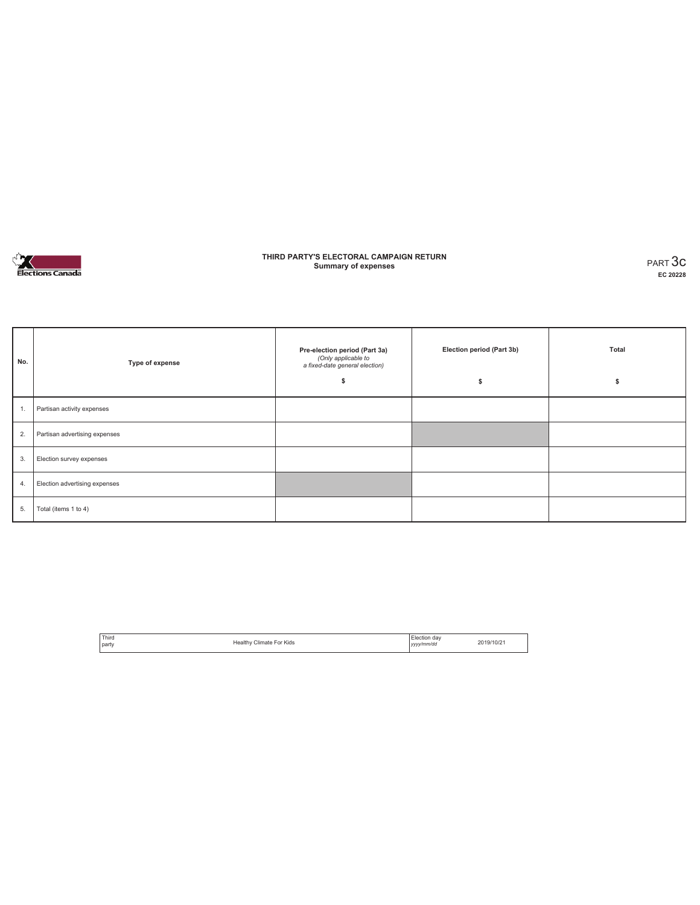Elections Canada

# THIRD PARTY'S ELECTORAL CAMPAIGN RETURN
## Summary of expenses

PART 3c
**EC 20228**

| No. | Type of expense | Pre-election period (Part 3a) *(Only applicable to a fixed-date general election)* $ | Election period (Part 3b) $ | Total $ |
|---|---|---|---|---|
| 1. | Partisan activity expenses | | | |
| 2. | Partisan advertising expenses | | | |
| 3. | Election survey expenses | | | |
| 4. | Election advertising expenses | | | |
| 5. | Total (items 1 to 4) | | | |

| Third party | Healthy Climate For Kids | Election day *yyyy/mm/dd* | 2019/10/21 |
|---|---|---|---|